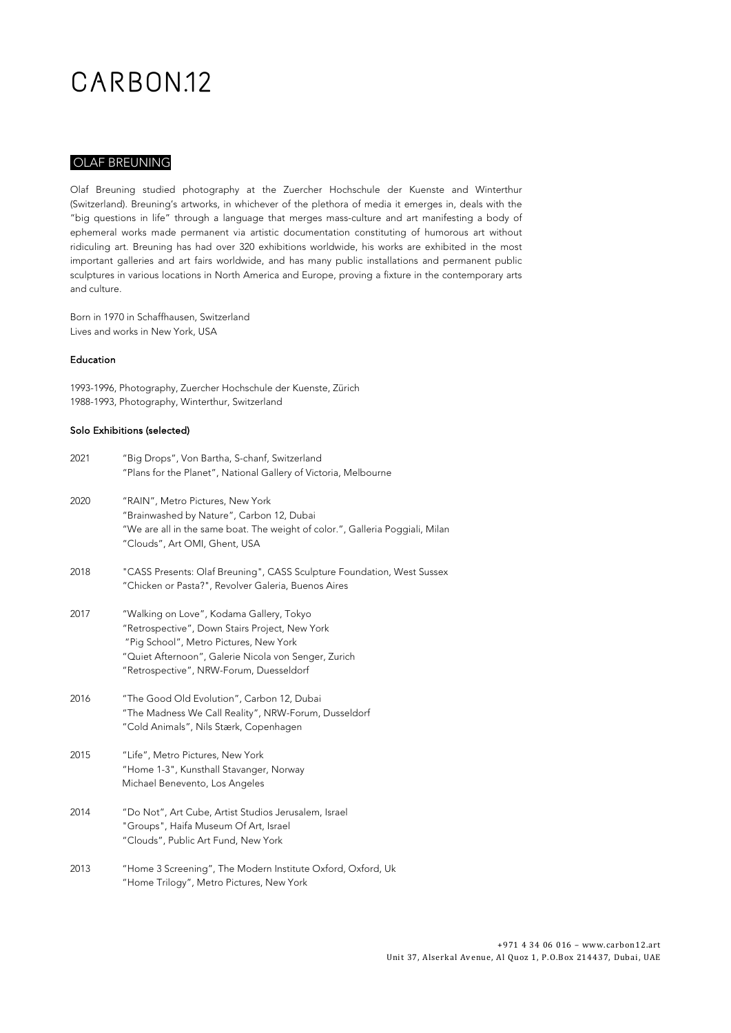# CARBON.12

## OLAF BREUNING

Olaf Breuning studied photography at the Zuercher Hochschule der Kuenste and Winterthur (Switzerland). Breuning's artworks, in whichever of the plethora of media it emerges in, deals with the "big questions in life" through a language that merges mass-culture and art manifesting a body of ephemeral works made permanent via artistic documentation constituting of humorous art without ridiculing art. Breuning has had over 320 exhibitions worldwide, his works are exhibited in the most important galleries and art fairs worldwide, and has many public installations and permanent public sculptures in various locations in North America and Europe, proving a fixture in the contemporary arts and culture.

Born in 1970 in Schaffhausen, Switzerland
Lives and works in New York, USA

### Education

1993-1996, Photography, Zuercher Hochschule der Kuenste, Zürich
1988-1993, Photography, Winterthur, Switzerland

### Solo Exhibitions (selected)

| | |
|---|---|
| 2021 | "Big Drops", Von Bartha, S-chanf, Switzerland |
| | "Plans for the Planet", National Gallery of Victoria, Melbourne |
| 2020 | "RAIN", Metro Pictures, New York |
| | "Brainwashed by Nature", Carbon 12, Dubai |
| | "We are all in the same boat. The weight of color.", Galleria Poggiali, Milan |
| | "Clouds", Art OMI, Ghent, USA |
| 2018 | "CASS Presents: Olaf Breuning", CASS Sculpture Foundation, West Sussex |
| | "Chicken or Pasta?", Revolver Galeria, Buenos Aires |
| 2017 | "Walking on Love", Kodama Gallery, Tokyo |
| | "Retrospective", Down Stairs Project, New York |
| | "Pig School", Metro Pictures, New York |
| | "Quiet Afternoon", Galerie Nicola von Senger, Zurich |
| | "Retrospective", NRW-Forum, Duesseldorf |
| 2016 | "The Good Old Evolution", Carbon 12, Dubai |
| | "The Madness We Call Reality", NRW-Forum, Dusseldorf |
| | "Cold Animals", Nils Stærk, Copenhagen |
| 2015 | "Life", Metro Pictures, New York |
| | "Home 1-3", Kunsthall Stavanger, Norway |
| | Michael Benevento, Los Angeles |
| 2014 | "Do Not", Art Cube, Artist Studios Jerusalem, Israel |
| | "Groups", Haifa Museum Of Art, Israel |
| | "Clouds", Public Art Fund, New York |
| 2013 | "Home 3 Screening", The Modern Institute Oxford, Oxford, Uk |
| | "Home Trilogy", Metro Pictures, New York |

+971 4 34 06 016 – www.carbon12.art
Unit 37, Alserkal Avenue, Al Quoz 1, P.O.Box 214437, Dubai, UAE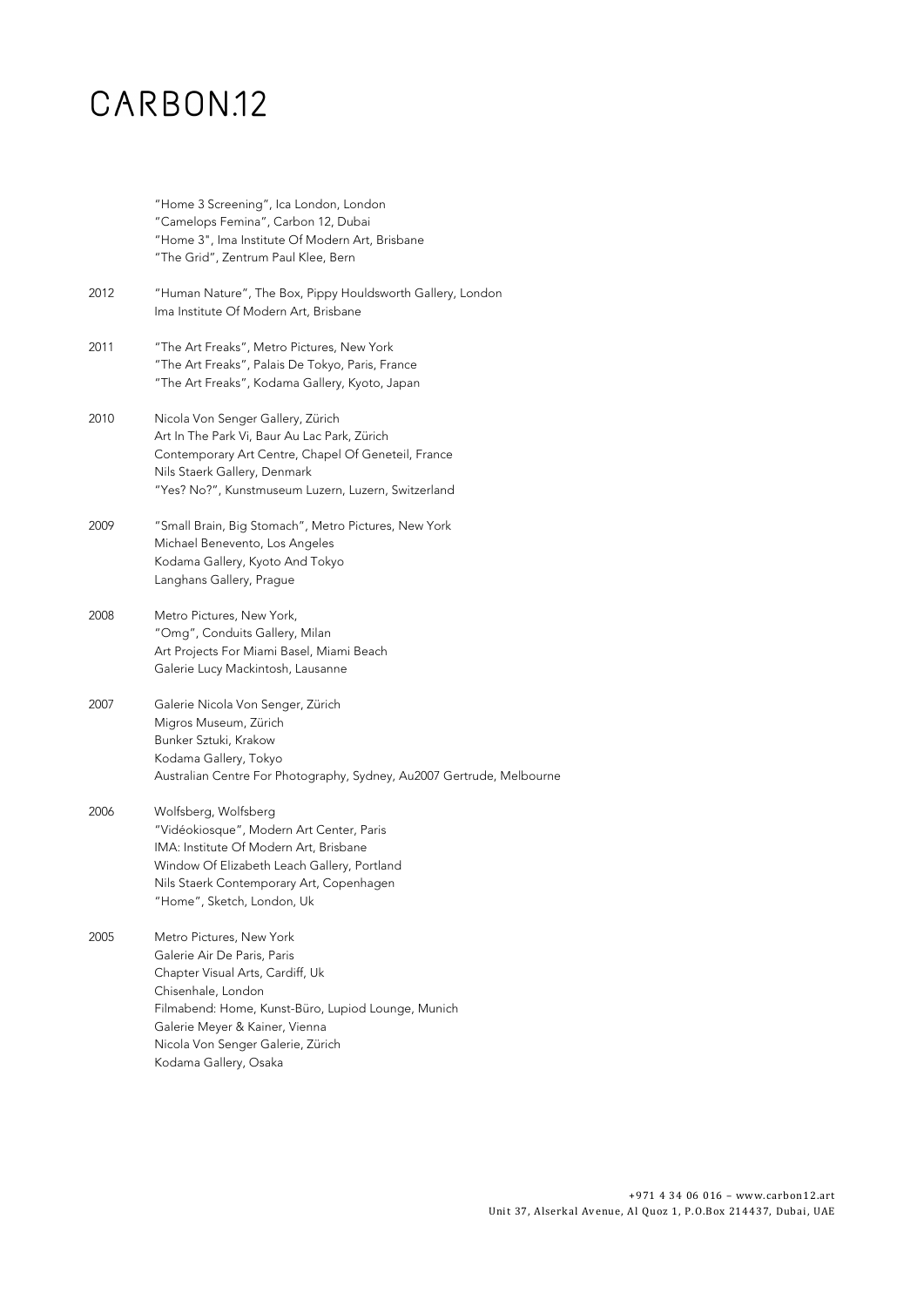"Home 3 Screening", Ica London, London
"Camelops Femina", Carbon 12, Dubai
"Home 3", Ima Institute Of Modern Art, Brisbane
"The Grid", Zentrum Paul Klee, Bern

2012 "Human Nature", The Box, Pippy Houldsworth Gallery, London
Ima Institute Of Modern Art, Brisbane

2011 "The Art Freaks", Metro Pictures, New York
"The Art Freaks", Palais De Tokyo, Paris, France
"The Art Freaks", Kodama Gallery, Kyoto, Japan

2010 Nicola Von Senger Gallery, Zürich
Art In The Park Vi, Baur Au Lac Park, Zürich
Contemporary Art Centre, Chapel Of Geneteil, France
Nils Staerk Gallery, Denmark
"Yes? No?", Kunstmuseum Luzern, Luzern, Switzerland

2009 "Small Brain, Big Stomach", Metro Pictures, New York
Michael Benevento, Los Angeles
Kodama Gallery, Kyoto And Tokyo
Langhans Gallery, Prague

2008 Metro Pictures, New York,
"Omg", Conduits Gallery, Milan
Art Projects For Miami Basel, Miami Beach
Galerie Lucy Mackintosh, Lausanne

2007 Galerie Nicola Von Senger, Zürich
Migros Museum, Zürich
Bunker Sztuki, Krakow
Kodama Gallery, Tokyo
Australian Centre For Photography, Sydney, Au2007 Gertrude, Melbourne

2006 Wolfsberg, Wolfsberg
"Vidéokiosque", Modern Art Center, Paris
IMA: Institute Of Modern Art, Brisbane
Window Of Elizabeth Leach Gallery, Portland
Nils Staerk Contemporary Art, Copenhagen
"Home", Sketch, London, Uk

2005 Metro Pictures, New York
Galerie Air De Paris, Paris
Chapter Visual Arts, Cardiff, Uk
Chisenhale, London
Filmabend: Home, Kunst-Büro, Lupiod Lounge, Munich
Galerie Meyer & Kainer, Vienna
Nicola Von Senger Galerie, Zürich
Kodama Gallery, Osaka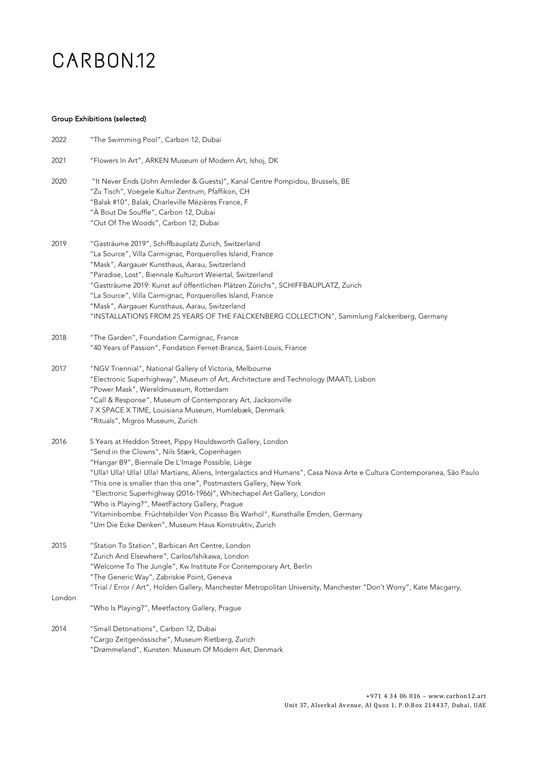# CARBON.12

**Group Exhibitions (selected)**

2022 "The Swimming Pool", Carbon 12, Dubai

2021 "Flowers In Art", ARKEN Museum of Modern Art, Ishoj, DK

2020 "It Never Ends (John Armleder & Guests)", Kanal Centre Pompidou, Brussels, BE
"Zu Tisch", Voegele Kultur Zentrum, Pfaffikon, CH
"Balak #10", Balak, Charleville Mézières France, F
"À Bout De Souffle", Carbon 12, Dubai
"Out Of The Woods", Carbon 12, Dubai

2019 "Gasträume 2019", Schiffbauplatz Zurich, Switzerland
"La Source", Villa Carmignac, Porquerolles Island, France
"Mask", Aargauer Kunsthaus, Aarau, Switzerland
"Paradise, Lost", Biennale Kulturort Weiertal, Switzerland
"Gastträume 2019: Kunst auf öffentlichen Plätzen Zürichs", SCHIFFBAUPLATZ, Zurich
"La Source", Villa Carmignac, Porquerolles Island, France
"Mask", Aargauer Kunsthaus, Aarau, Switzerland
"INSTALLATIONS FROM 25 YEARS OF THE FALCKENBERG COLLECTION", Sammlung Falckenberg, Germany

2018 "The Garden", Foundation Carmignac, France
"40 Years of Passion", Fondation Fernet-Branca, Saint-Louis, France

2017 "NGV Triennial", National Gallery of Victoria, Melbourne
"Electronic Superhighway", Museum of Art, Architecture and Technology (MAAT), Lisbon
"Power Mask", Wereldmuseum, Rotterdam
"Call & Response", Museum of Contemporary Art, Jacksonville
7 X SPACE X TIME, Louisiana Museum, Humlebæk, Denmark
"Rituals", Migros Museum, Zurich

2016 5 Years at Heddon Street, Pippy Houldsworth Gallery, London
"Send in the Clowns", Nils Stærk, Copenhagen
"Hangar B9", Biennale De L'Image Possible, Liège
"Ulla! Ulla! Ulla! Ulla! Martians, Aliens, Intergalactics and Humans", Casa Nova Arte e Cultura Contemporanea, São Paulo
"This one is smaller than this one", Postmasters Gallery, New York
"Electronic Superhighway (2016-1966)", Whitechapel Art Gallery, London
"Who is Playing?", MeetFactory Gallery, Prague
"Vitaminbombe. Früchtebilder Von Picasso Bis Warhol", Kunsthalle Emden, Germany
"Um Die Ecke Denken", Museum Haus Konstruktiv, Zurich

2015 "Station To Station", Barbican Art Centre, London
"Zurich And Elsewhere", Carlos/Ishikawa, London
"Welcome To The Jungle", Kw Institute For Contemporary Art, Berlin
"The Generic Way", Zabriskie Point, Geneva
"Trial / Error / Art", Holden Gallery, Manchester Metropolitan University, Manchester "Don't Worry", Kate Macgarry, London
"Who Is Playing?", Meetfactory Gallery, Prague

2014 "Small Detonations", Carbon 12, Dubai
"Cargo Zeitgenössische", Museum Rietberg, Zurich
"Drømmeland", Kunsten: Museum Of Modern Art, Denmark

+971 4 34 06 016 – www.carbon12.art
Unit 37, Alserkal Avenue, Al Quoz 1, P.O.Box 214437, Dubai, UAE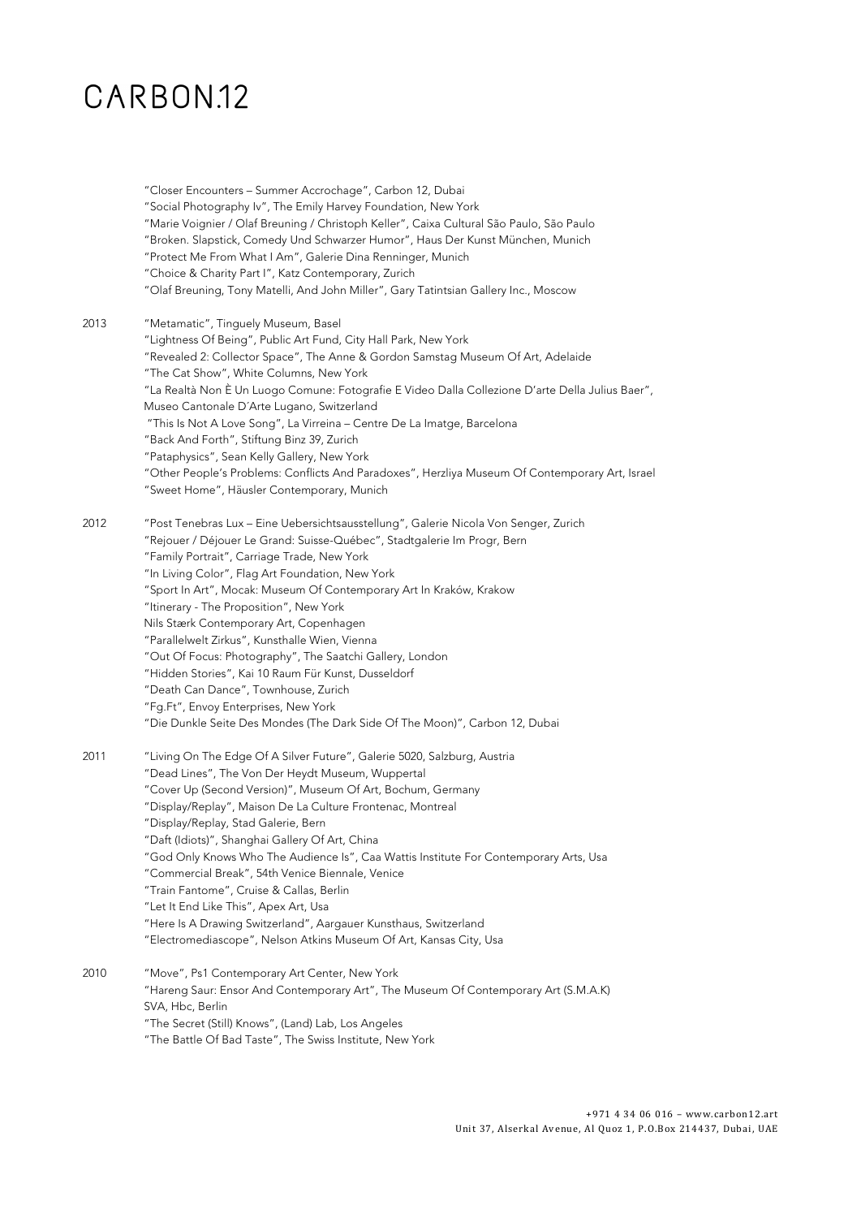"Closer Encounters – Summer Accrochage", Carbon 12, Dubai
"Social Photography Iv", The Emily Harvey Foundation, New York
"Marie Voignier / Olaf Breuning / Christoph Keller", Caixa Cultural São Paulo, São Paulo
"Broken. Slapstick, Comedy Und Schwarzer Humor", Haus Der Kunst München, Munich
"Protect Me From What I Am", Galerie Dina Renninger, Munich
"Choice & Charity Part I", Katz Contemporary, Zurich
"Olaf Breuning, Tony Matelli, And John Miller", Gary Tatintsian Gallery Inc., Moscow

2013 "Metamatic", Tinguely Museum, Basel
"Lightness Of Being", Public Art Fund, City Hall Park, New York
"Revealed 2: Collector Space", The Anne & Gordon Samstag Museum Of Art, Adelaide
"The Cat Show", White Columns, New York
"La Realtà Non È Un Luogo Comune: Fotografie E Video Dalla Collezione D'arte Della Julius Baer", Museo Cantonale D´Arte Lugano, Switzerland
"This Is Not A Love Song", La Virreina – Centre De La Imatge, Barcelona
"Back And Forth", Stiftung Binz 39, Zurich
"Pataphysics", Sean Kelly Gallery, New York
"Other People's Problems: Conflicts And Paradoxes", Herzliya Museum Of Contemporary Art, Israel
"Sweet Home", Häusler Contemporary, Munich

2012 "Post Tenebras Lux – Eine Uebersichtsausstellung", Galerie Nicola Von Senger, Zurich
"Rejouer / Déjouer Le Grand: Suisse-Québec", Stadtgalerie Im Progr, Bern
"Family Portrait", Carriage Trade, New York
"In Living Color", Flag Art Foundation, New York
"Sport In Art", Mocak: Museum Of Contemporary Art In Kraków, Krakow
"Itinerary - The Proposition", New York
Nils Stærk Contemporary Art, Copenhagen
"Parallelwelt Zirkus", Kunsthalle Wien, Vienna
"Out Of Focus: Photography", The Saatchi Gallery, London
"Hidden Stories", Kai 10 Raum Für Kunst, Dusseldorf
"Death Can Dance", Townhouse, Zurich
"Fg.Ft", Envoy Enterprises, New York
"Die Dunkle Seite Des Mondes (The Dark Side Of The Moon)", Carbon 12, Dubai

2011 "Living On The Edge Of A Silver Future", Galerie 5020, Salzburg, Austria
"Dead Lines", The Von Der Heydt Museum, Wuppertal
"Cover Up (Second Version)", Museum Of Art, Bochum, Germany
"Display/Replay", Maison De La Culture Frontenac, Montreal
"Display/Replay, Stad Galerie, Bern
"Daft (Idiots)", Shanghai Gallery Of Art, China
"God Only Knows Who The Audience Is", Caa Wattis Institute For Contemporary Arts, Usa
"Commercial Break", 54th Venice Biennale, Venice
"Train Fantome", Cruise & Callas, Berlin
"Let It End Like This", Apex Art, Usa
"Here Is A Drawing Switzerland", Aargauer Kunsthaus, Switzerland
"Electromediascope", Nelson Atkins Museum Of Art, Kansas City, Usa

2010 "Move", Ps1 Contemporary Art Center, New York
"Hareng Saur: Ensor And Contemporary Art", The Museum Of Contemporary Art (S.M.A.K)
SVA, Hbc, Berlin
"The Secret (Still) Knows", (Land) Lab, Los Angeles
"The Battle Of Bad Taste", The Swiss Institute, New York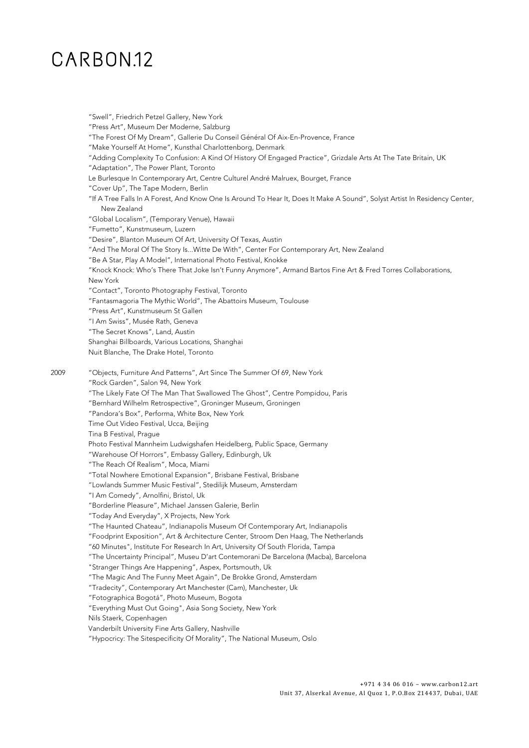"Swell", Friedrich Petzel Gallery, New York
"Press Art", Museum Der Moderne, Salzburg
"The Forest Of My Dream", Gallerie Du Conseil Général Of Aix-En-Provence, France
"Make Yourself At Home", Kunsthal Charlottenborg, Denmark
"Adding Complexity To Confusion: A Kind Of History Of Engaged Practice", Grizdale Arts At The Tate Britain, UK
"Adaptation", The Power Plant, Toronto
Le Burlesque In Contemporary Art, Centre Culturel André Malruex, Bourget, France
"Cover Up", The Tape Modern, Berlin
"If A Tree Falls In A Forest, And Know One Is Around To Hear It, Does It Make A Sound", Solyst Artist In Residency Center, New Zealand
"Global Localism", (Temporary Venue), Hawaii
"Fumetto", Kunstmuseum, Luzern
"Desire", Blanton Museum Of Art, University Of Texas, Austin
"And The Moral Of The Story Is...Witte De With", Center For Contemporary Art, New Zealand
"Be A Star, Play A Model", International Photo Festival, Knokke
"Knock Knock: Who's There That Joke Isn't Funny Anymore", Armand Bartos Fine Art & Fred Torres Collaborations, New York
"Contact", Toronto Photography Festival, Toronto
"Fantasmagoria The Mythic World", The Abattoirs Museum, Toulouse
"Press Art", Kunstmuseum St Gallen
"I Am Swiss", Musée Rath, Geneva
"The Secret Knows", Land, Austin
Shanghai Billboards, Various Locations, Shanghai
Nuit Blanche, The Drake Hotel, Toronto

2009 "Objects, Furniture And Patterns", Art Since The Summer Of 69, New York
"Rock Garden", Salon 94, New York
"The Likely Fate Of The Man That Swallowed The Ghost", Centre Pompidou, Paris
"Bernhard Wilhelm Retrospective", Groninger Museum, Groningen
"Pandora's Box", Performa, White Box, New York
Time Out Video Festival, Ucca, Beijing
Tina B Festival, Prague
Photo Festival Mannheim Ludwigshafen Heidelberg, Public Space, Germany
"Warehouse Of Horrors", Embassy Gallery, Edinburgh, Uk
"The Reach Of Realism", Moca, Miami
"Total Nowhere Emotional Expansion", Brisbane Festival, Brisbane
"Lowlands Summer Music Festival", Stedilijk Museum, Amsterdam
"I Am Comedy", Arnolfini, Bristol, Uk
"Borderline Pleasure", Michael Janssen Galerie, Berlin
"Today And Everyday", X Projects, New York
"The Haunted Chateau", Indianapolis Museum Of Contemporary Art, Indianapolis
"Foodprint Exposition", Art & Architecture Center, Stroom Den Haag, The Netherlands
"60 Minutes", Institute For Research In Art, University Of South Florida, Tampa
"The Uncertainty Principal", Museu D'art Contemorani De Barcelona (Macba), Barcelona
"Stranger Things Are Happening", Aspex, Portsmouth, Uk
"The Magic And The Funny Meet Again", De Brokke Grond, Amsterdam
"Tradecity", Contemporary Art Manchester (Cam), Manchester, Uk
"Fotographica Bogotá", Photo Museum, Bogota
"Everything Must Out Going", Asia Song Society, New York
Nils Staerk, Copenhagen
Vanderbilt University Fine Arts Gallery, Nashville
"Hypocricy: The Sitespecificity Of Morality", The National Museum, Oslo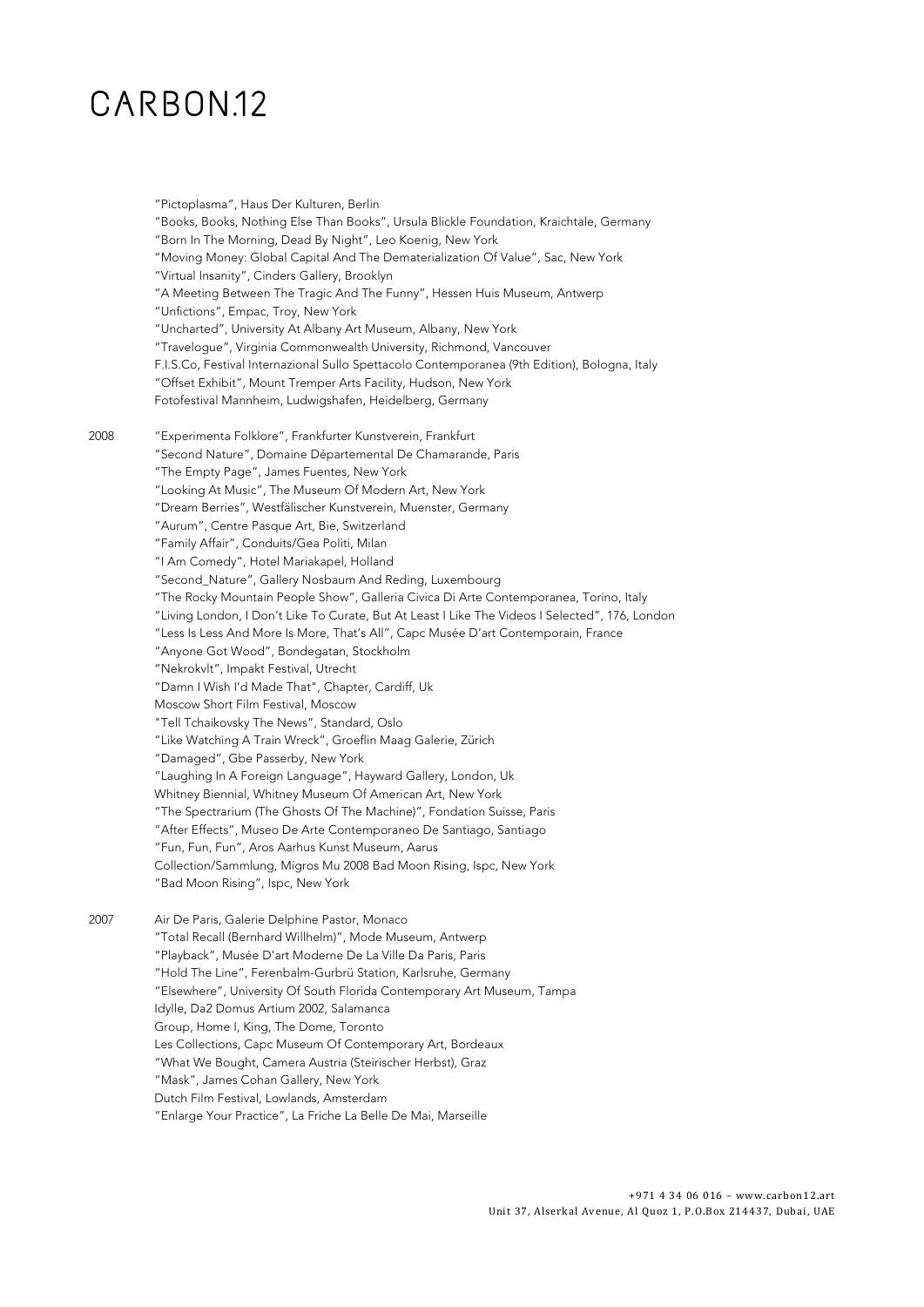"Pictoplasma", Haus Der Kulturen, Berlin
"Books, Books, Nothing Else Than Books", Ursula Blickle Foundation, Kraichtale, Germany
"Born In The Morning, Dead By Night", Leo Koenig, New York
"Moving Money: Global Capital And The Dematerialization Of Value", Sac, New York
"Virtual Insanity", Cinders Gallery, Brooklyn
"A Meeting Between The Tragic And The Funny", Hessen Huis Museum, Antwerp
"Unfictions", Empac, Troy, New York
"Uncharted", University At Albany Art Museum, Albany, New York
"Travelogue", Virginia Commonwealth University, Richmond, Vancouver
F.I.S.Co, Festival Internazional Sullo Spettacolo Contemporanea (9th Edition), Bologna, Italy
"Offset Exhibit", Mount Tremper Arts Facility, Hudson, New York
Fotofestival Mannheim, Ludwigshafen, Heidelberg, Germany

2008
"Experimenta Folklore", Frankfurter Kunstverein, Frankfurt
"Second Nature", Domaine Départemental De Chamarande, Paris
"The Empty Page", James Fuentes, New York
"Looking At Music", The Museum Of Modern Art, New York
"Dream Berries", Westfälischer Kunstverein, Muenster, Germany
"Aurum", Centre Pasque Art, Bie, Switzerland
"Family Affair", Conduits/Gea Politi, Milan
"I Am Comedy", Hotel Mariakapel, Holland
"Second_Nature", Gallery Nosbaum And Reding, Luxembourg
"The Rocky Mountain People Show", Galleria Civica Di Arte Contemporanea, Torino, Italy
"Living London, I Don't Like To Curate, But At Least I Like The Videos I Selected", 176, London
"Less Is Less And More Is More, That's All", Capc Musée D'art Contemporain, France
"Anyone Got Wood", Bondegatan, Stockholm
"Nekrokvlt", Impakt Festival, Utrecht
"Damn I Wish I'd Made That", Chapter, Cardiff, Uk
Moscow Short Film Festival, Moscow
"Tell Tchaikovsky The News", Standard, Oslo
"Like Watching A Train Wreck", Groeflin Maag Galerie, Zürich
"Damaged", Gbe Passerby, New York
"Laughing In A Foreign Language", Hayward Gallery, London, Uk
Whitney Biennial, Whitney Museum Of American Art, New York
"The Spectrarium (The Ghosts Of The Machine)", Fondation Suisse, Paris
"After Effects", Museo De Arte Contemporaneo De Santiago, Santiago
"Fun, Fun, Fun", Aros Aarhus Kunst Museum, Aarus
Collection/Sammlung, Migros Mu 2008 Bad Moon Rising, Ispc, New York
"Bad Moon Rising", Ispc, New York

2007
Air De Paris, Galerie Delphine Pastor, Monaco
"Total Recall (Bernhard Willhelm)", Mode Museum, Antwerp
"Playback", Musée D'art Moderne De La Ville Da Paris, Paris
"Hold The Line", Ferenbalm-Gurbrü Station, Karlsruhe, Germany
"Elsewhere", University Of South Florida Contemporary Art Museum, Tampa
Idylle, Da2 Domus Artium 2002, Salamanca
Group, Home I, King, The Dome, Toronto
Les Collections, Capc Museum Of Contemporary Art, Bordeaux
"What We Bought, Camera Austria (Steirischer Herbst), Graz
"Mask", James Cohan Gallery, New York
Dutch Film Festival, Lowlands, Amsterdam
"Enlarge Your Practice", La Friche La Belle De Mai, Marseille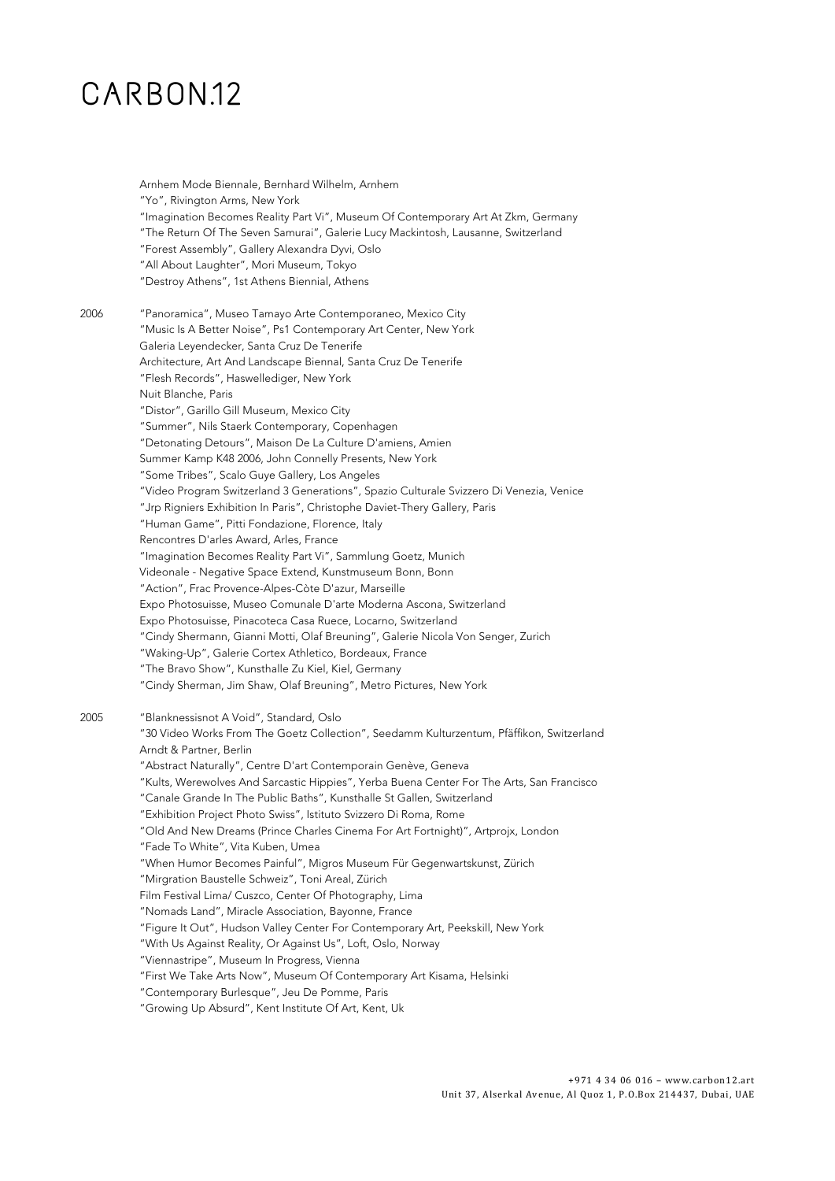Arnhem Mode Biennale, Bernhard Wilhelm, Arnhem
"Yo", Rivington Arms, New York
"Imagination Becomes Reality Part Vi", Museum Of Contemporary Art At Zkm, Germany
"The Return Of The Seven Samurai", Galerie Lucy Mackintosh, Lausanne, Switzerland
"Forest Assembly", Gallery Alexandra Dyvi, Oslo
"All About Laughter", Mori Museum, Tokyo
"Destroy Athens", 1st Athens Biennial, Athens

2006 "Panoramica", Museo Tamayo Arte Contemporaneo, Mexico City
"Music Is A Better Noise", Ps1 Contemporary Art Center, New York
Galeria Leyendecker, Santa Cruz De Tenerife
Architecture, Art And Landscape Biennal, Santa Cruz De Tenerife
"Flesh Records", Haswellediger, New York
Nuit Blanche, Paris
"Distor", Garillo Gill Museum, Mexico City
"Summer", Nils Staerk Contemporary, Copenhagen
"Detonating Detours", Maison De La Culture D'amiens, Amien
Summer Kamp K48 2006, John Connelly Presents, New York
"Some Tribes", Scalo Guye Gallery, Los Angeles
"Video Program Switzerland 3 Generations", Spazio Culturale Svizzero Di Venezia, Venice
"Jrp Rigniers Exhibition In Paris", Christophe Daviet-Thery Gallery, Paris
"Human Game", Pitti Fondazione, Florence, Italy
Rencontres D'arles Award, Arles, France
"Imagination Becomes Reality Part Vi", Sammlung Goetz, Munich
Videonale - Negative Space Extend, Kunstmuseum Bonn, Bonn
"Action", Frac Provence-Alpes-Còte D'azur, Marseille
Expo Photosuisse, Museo Comunale D'arte Moderna Ascona, Switzerland
Expo Photosuisse, Pinacoteca Casa Ruece, Locarno, Switzerland
"Cindy Shermann, Gianni Motti, Olaf Breuning", Galerie Nicola Von Senger, Zurich
"Waking-Up", Galerie Cortex Athletico, Bordeaux, France
"The Bravo Show", Kunsthalle Zu Kiel, Kiel, Germany
"Cindy Sherman, Jim Shaw, Olaf Breuning", Metro Pictures, New York

2005 "Blanknessisnot A Void", Standard, Oslo
"30 Video Works From The Goetz Collection", Seedamm Kulturzentum, Pfäffikon, Switzerland
Arndt & Partner, Berlin
"Abstract Naturally", Centre D'art Contemporain Genève, Geneva
"Kults, Werewolves And Sarcastic Hippies", Yerba Buena Center For The Arts, San Francisco
"Canale Grande In The Public Baths", Kunsthalle St Gallen, Switzerland
"Exhibition Project Photo Swiss", Istituto Svizzero Di Roma, Rome
"Old And New Dreams (Prince Charles Cinema For Art Fortnight)", Artprojx, London
"Fade To White", Vita Kuben, Umea
"When Humor Becomes Painful", Migros Museum Für Gegenwartskunst, Zürich
"Mirgration Baustelle Schweiz", Toni Areal, Zürich
Film Festival Lima/ Cuszco, Center Of Photography, Lima
"Nomads Land", Miracle Association, Bayonne, France
"Figure It Out", Hudson Valley Center For Contemporary Art, Peekskill, New York
"With Us Against Reality, Or Against Us", Loft, Oslo, Norway
"Viennastripe", Museum In Progress, Vienna
"First We Take Arts Now", Museum Of Contemporary Art Kisama, Helsinki
"Contemporary Burlesque", Jeu De Pomme, Paris
"Growing Up Absurd", Kent Institute Of Art, Kent, Uk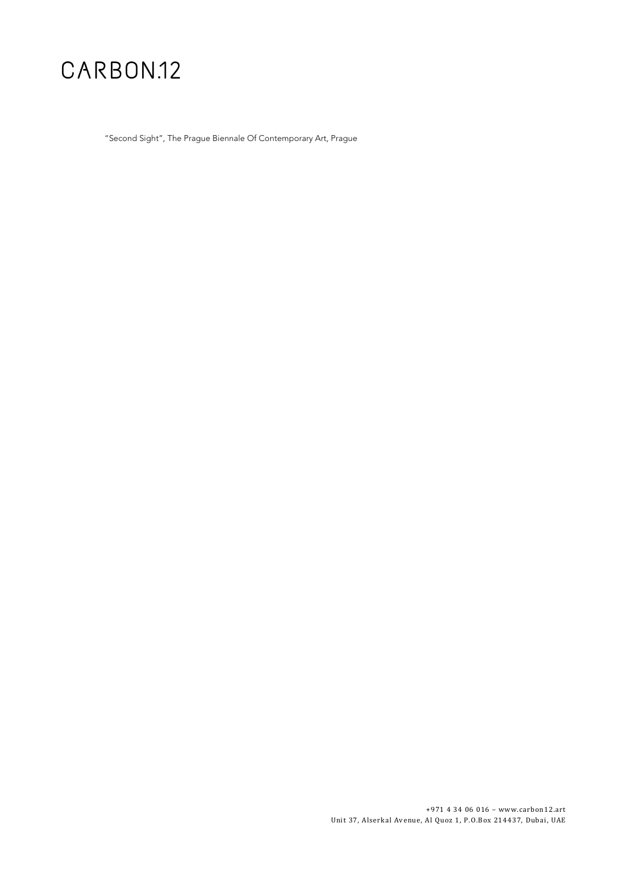"Second Sight", The Prague Biennale Of Contemporary Art, Prague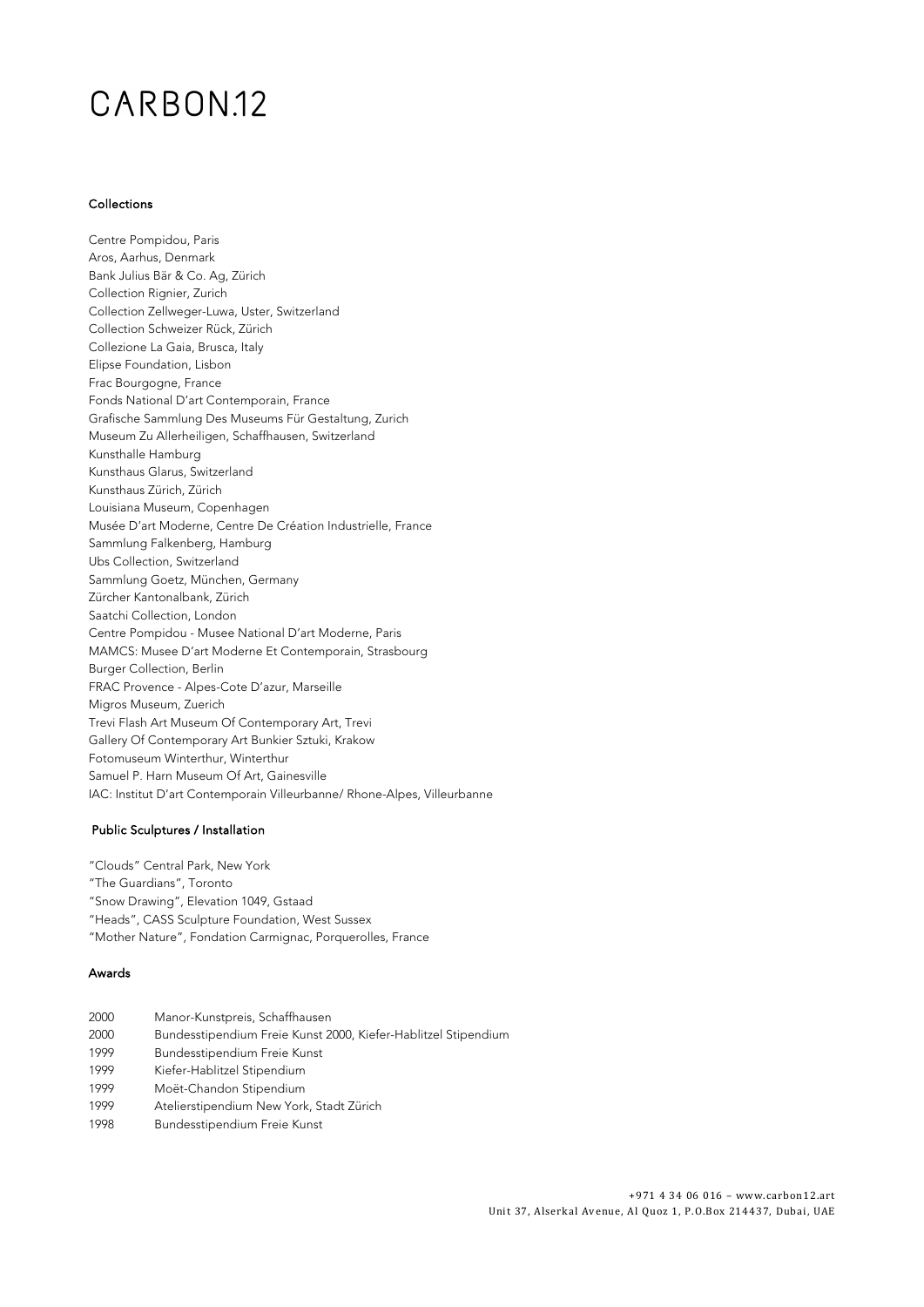## Collections

Centre Pompidou, Paris
Aros, Aarhus, Denmark
Bank Julius Bär & Co. Ag, Zürich
Collection Rignier, Zurich
Collection Zellweger-Luwa, Uster, Switzerland
Collection Schweizer Rück, Zürich
Collezione La Gaia, Brusca, Italy
Elipse Foundation, Lisbon
Frac Bourgogne, France
Fonds National D'art Contemporain, France
Grafische Sammlung Des Museums Für Gestaltung, Zurich
Museum Zu Allerheiligen, Schaffhausen, Switzerland
Kunsthalle Hamburg
Kunsthaus Glarus, Switzerland
Kunsthaus Zürich, Zürich
Louisiana Museum, Copenhagen
Musée D'art Moderne, Centre De Création Industrielle, France
Sammlung Falkenberg, Hamburg
Ubs Collection, Switzerland
Sammlung Goetz, München, Germany
Zürcher Kantonalbank, Zürich
Saatchi Collection, London
Centre Pompidou - Musee National D'art Moderne, Paris
MAMCS: Musee D'art Moderne Et Contemporain, Strasbourg
Burger Collection, Berlin
FRAC Provence - Alpes-Cote D'azur, Marseille
Migros Museum, Zuerich
Trevi Flash Art Museum Of Contemporary Art, Trevi
Gallery Of Contemporary Art Bunkier Sztuki, Krakow
Fotomuseum Winterthur, Winterthur
Samuel P. Harn Museum Of Art, Gainesville
IAC: Institut D'art Contemporain Villeurbanne/ Rhone-Alpes, Villeurbanne

## Public Sculptures / Installation

"Clouds" Central Park, New York
"The Guardians", Toronto
"Snow Drawing", Elevation 1049, Gstaad
"Heads", CASS Sculpture Foundation, West Sussex
"Mother Nature", Fondation Carmignac, Porquerolles, France

## Awards

| | |
|---|---|
| 2000 | Manor-Kunstpreis, Schaffhausen |
| 2000 | Bundesstipendium Freie Kunst 2000, Kiefer-Hablitzel Stipendium |
| 1999 | Bundesstipendium Freie Kunst |
| 1999 | Kiefer-Hablitzel Stipendium |
| 1999 | Moët-Chandon Stipendium |
| 1999 | Atelierstipendium New York, Stadt Zürich |
| 1998 | Bundesstipendium Freie Kunst |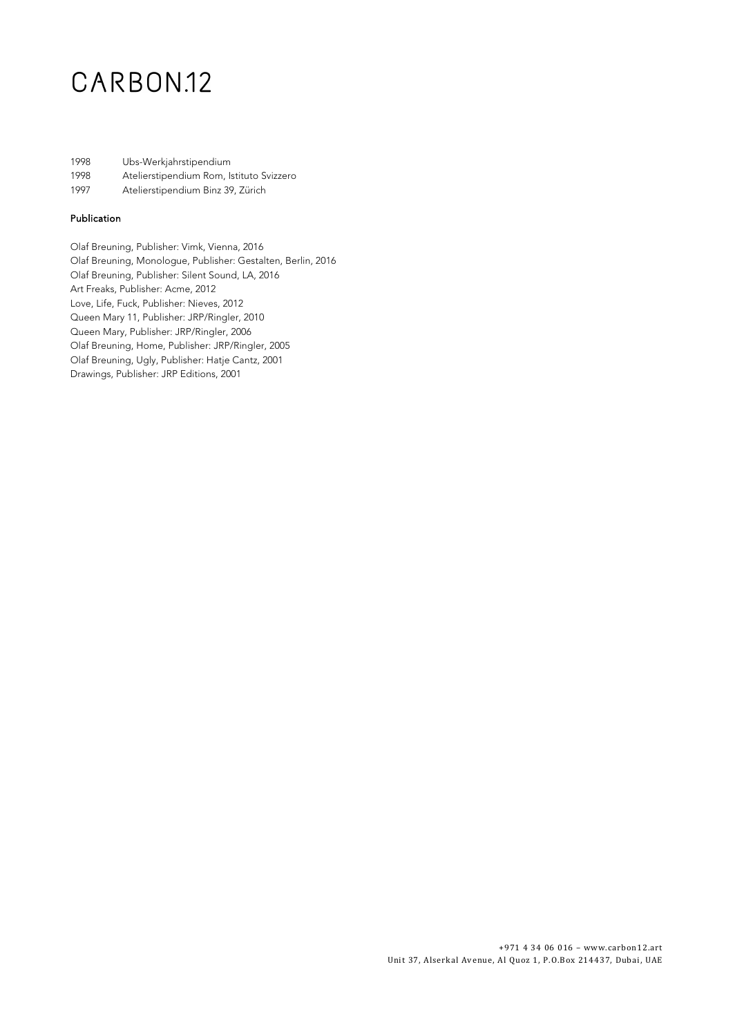1998 Ubs-Werkjahrstipendium
1998 Atelierstipendium Rom, Istituto Svizzero
1997 Atelierstipendium Binz 39, Zürich

**Publication**

Olaf Breuning, Publisher: Vimk, Vienna, 2016
Olaf Breuning, Monologue, Publisher: Gestalten, Berlin, 2016
Olaf Breuning, Publisher: Silent Sound, LA, 2016
Art Freaks, Publisher: Acme, 2012
Love, Life, Fuck, Publisher: Nieves, 2012
Queen Mary 11, Publisher: JRP/Ringler, 2010
Queen Mary, Publisher: JRP/Ringler, 2006
Olaf Breuning, Home, Publisher: JRP/Ringler, 2005
Olaf Breuning, Ugly, Publisher: Hatje Cantz, 2001
Drawings, Publisher: JRP Editions, 2001